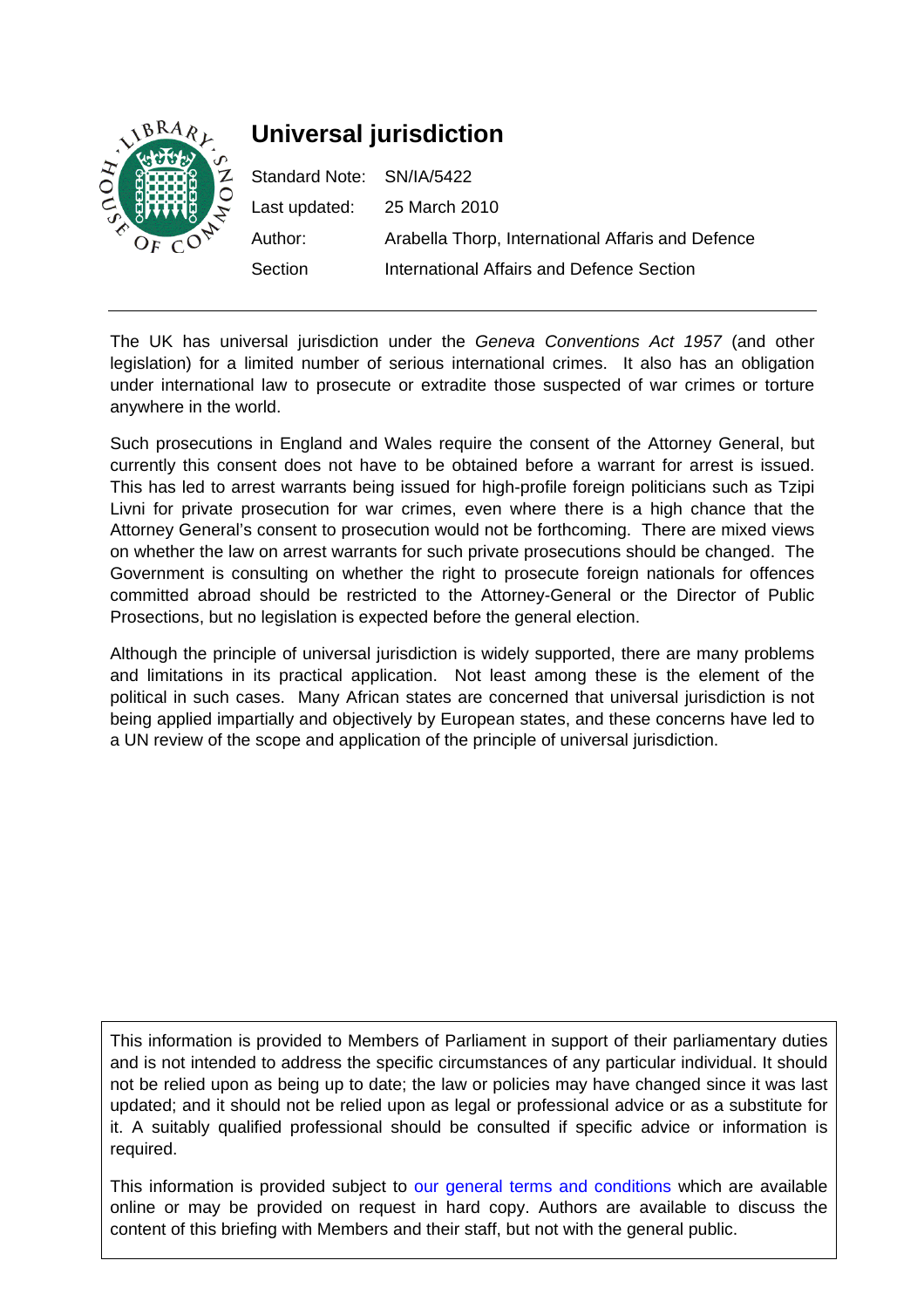# Universal jurisdiction

| | |
|---|---|
| Standard Note: | SN/IA/5422 |
| Last updated: | 25 March 2010 |
| Author: | Arabella Thorp, International Affaris and Defence |
| Section | International Affairs and Defence Section |

The UK has universal jurisdiction under the *Geneva Conventions Act 1957* (and other legislation) for a limited number of serious international crimes. It also has an obligation under international law to prosecute or extradite those suspected of war crimes or torture anywhere in the world.

Such prosecutions in England and Wales require the consent of the Attorney General, but currently this consent does not have to be obtained before a warrant for arrest is issued. This has led to arrest warrants being issued for high-profile foreign politicians such as Tzipi Livni for private prosecution for war crimes, even where there is a high chance that the Attorney General's consent to prosecution would not be forthcoming. There are mixed views on whether the law on arrest warrants for such private prosecutions should be changed. The Government is consulting on whether the right to prosecute foreign nationals for offences committed abroad should be restricted to the Attorney-General or the Director of Public Prosecutions, but no legislation is expected before the general election.

Although the principle of universal jurisdiction is widely supported, there are many problems and limitations in its practical application. Not least among these is the element of the political in such cases. Many African states are concerned that universal jurisdiction is not being applied impartially and objectively by European states, and these concerns have led to a UN review of the scope and application of the principle of universal jurisdiction.

This information is provided to Members of Parliament in support of their parliamentary duties and is not intended to address the specific circumstances of any particular individual. It should not be relied upon as being up to date; the law or policies may have changed since it was last updated; and it should not be relied upon as legal or professional advice or as a substitute for it. A suitably qualified professional should be consulted if specific advice or information is required.

This information is provided subject to our general terms and conditions which are available online or may be provided on request in hard copy. Authors are available to discuss the content of this briefing with Members and their staff, but not with the general public.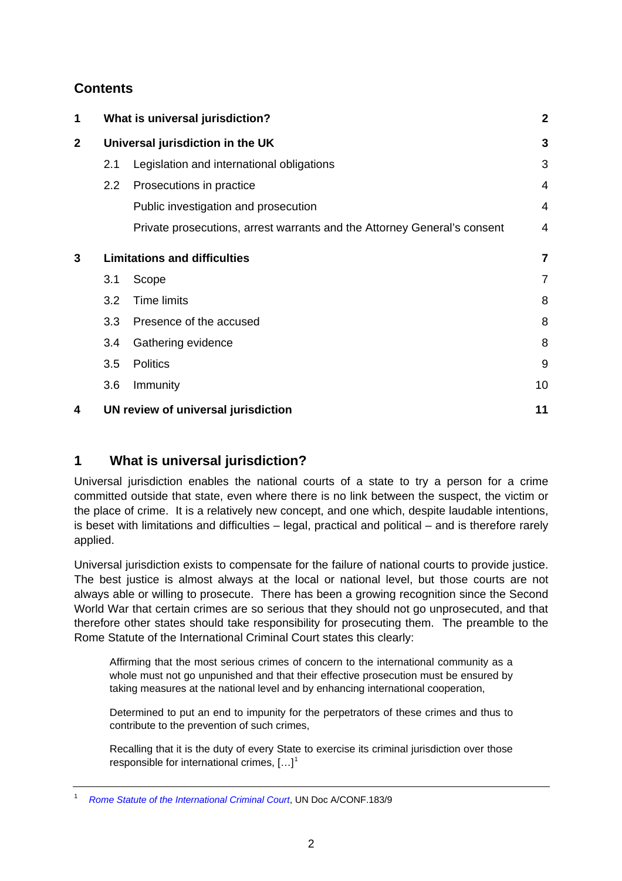## Contents

| | | |
|---|---|---|
| **1** | **What is universal jurisdiction?** | **2** |
| **2** | **Universal jurisdiction in the UK** | **3** |
| | 2.1 Legislation and international obligations | 3 |
| | 2.2 Prosecutions in practice | 4 |
| | Public investigation and prosecution | 4 |
| | Private prosecutions, arrest warrants and the Attorney General's consent | 4 |
| **3** | **Limitations and difficulties** | **7** |
| | 3.1 Scope | 7 |
| | 3.2 Time limits | 8 |
| | 3.3 Presence of the accused | 8 |
| | 3.4 Gathering evidence | 8 |
| | 3.5 Politics | 9 |
| | 3.6 Immunity | 10 |
| **4** | **UN review of universal jurisdiction** | **11** |

# 1 What is universal jurisdiction?

Universal jurisdiction enables the national courts of a state to try a person for a crime committed outside that state, even where there is no link between the suspect, the victim or the place of crime. It is a relatively new concept, and one which, despite laudable intentions, is beset with limitations and difficulties – legal, practical and political – and is therefore rarely applied.

Universal jurisdiction exists to compensate for the failure of national courts to provide justice. The best justice is almost always at the local or national level, but those courts are not always able or willing to prosecute. There has been a growing recognition since the Second World War that certain crimes are so serious that they should not go unprosecuted, and that therefore other states should take responsibility for prosecuting them. The preamble to the Rome Statute of the International Criminal Court states this clearly:

> Affirming that the most serious crimes of concern to the international community as a whole must not go unpunished and that their effective prosecution must be ensured by taking measures at the national level and by enhancing international cooperation,
>
> Determined to put an end to impunity for the perpetrators of these crimes and thus to contribute to the prevention of such crimes,
>
> Recalling that it is the duty of every State to exercise its criminal jurisdiction over those responsible for international crimes, […][1]

---

[1] *Rome Statute of the International Criminal Court*, UN Doc A/CONF.183/9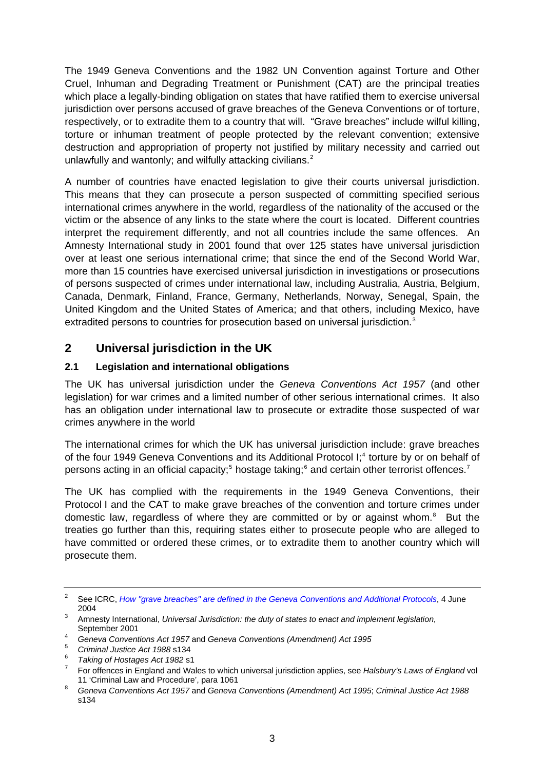The 1949 Geneva Conventions and the 1982 UN Convention against Torture and Other Cruel, Inhuman and Degrading Treatment or Punishment (CAT) are the principal treaties which place a legally-binding obligation on states that have ratified them to exercise universal jurisdiction over persons accused of grave breaches of the Geneva Conventions or of torture, respectively, or to extradite them to a country that will. "Grave breaches" include wilful killing, torture or inhuman treatment of people protected by the relevant convention; extensive destruction and appropriation of property not justified by military necessity and carried out unlawfully and wantonly; and wilfully attacking civilians.[2]

A number of countries have enacted legislation to give their courts universal jurisdiction. This means that they can prosecute a person suspected of committing specified serious international crimes anywhere in the world, regardless of the nationality of the accused or the victim or the absence of any links to the state where the court is located. Different countries interpret the requirement differently, and not all countries include the same offences. An Amnesty International study in 2001 found that over 125 states have universal jurisdiction over at least one serious international crime; that since the end of the Second World War, more than 15 countries have exercised universal jurisdiction in investigations or prosecutions of persons suspected of crimes under international law, including Australia, Austria, Belgium, Canada, Denmark, Finland, France, Germany, Netherlands, Norway, Senegal, Spain, the United Kingdom and the United States of America; and that others, including Mexico, have extradited persons to countries for prosecution based on universal jurisdiction.[3]

## 2 Universal jurisdiction in the UK

### 2.1 Legislation and international obligations

The UK has universal jurisdiction under the *Geneva Conventions Act 1957* (and other legislation) for war crimes and a limited number of other serious international crimes. It also has an obligation under international law to prosecute or extradite those suspected of war crimes anywhere in the world

The international crimes for which the UK has universal jurisdiction include: grave breaches of the four 1949 Geneva Conventions and its Additional Protocol I;[4] torture by or on behalf of persons acting in an official capacity;[5] hostage taking;[6] and certain other terrorist offences.[7]

The UK has complied with the requirements in the 1949 Geneva Conventions, their Protocol I and the CAT to make grave breaches of the convention and torture crimes under domestic law, regardless of where they are committed or by or against whom.[8] But the treaties go further than this, requiring states either to prosecute people who are alleged to have committed or ordered these crimes, or to extradite them to another country which will prosecute them.

---

[2] See ICRC, *How "grave breaches" are defined in the Geneva Conventions and Additional Protocols*, 4 June 2004

[3] Amnesty International, *Universal Jurisdiction: the duty of states to enact and implement legislation*, September 2001

[4] *Geneva Conventions Act 1957* and *Geneva Conventions (Amendment) Act 1995*

[5] *Criminal Justice Act 1988* s134

[6] *Taking of Hostages Act 1982* s1

[7] For offences in England and Wales to which universal jurisdiction applies, see *Halsbury's Laws of England* vol 11 'Criminal Law and Procedure', para 1061

[8] *Geneva Conventions Act 1957* and *Geneva Conventions (Amendment) Act 1995*; *Criminal Justice Act 1988* s134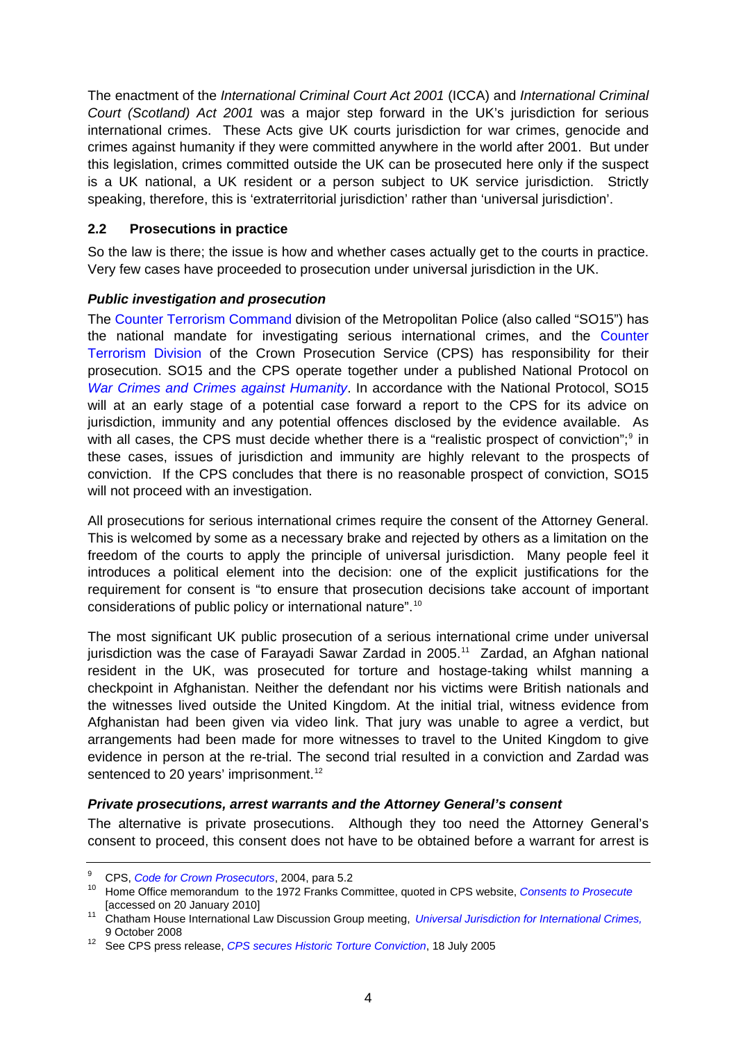The enactment of the *International Criminal Court Act 2001* (ICCA) and *International Criminal Court (Scotland) Act 2001* was a major step forward in the UK's jurisdiction for serious international crimes. These Acts give UK courts jurisdiction for war crimes, genocide and crimes against humanity if they were committed anywhere in the world after 2001. But under this legislation, crimes committed outside the UK can be prosecuted here only if the suspect is a UK national, a UK resident or a person subject to UK service jurisdiction. Strictly speaking, therefore, this is 'extraterritorial jurisdiction' rather than 'universal jurisdiction'.

### 2.2 Prosecutions in practice

So the law is there; the issue is how and whether cases actually get to the courts in practice. Very few cases have proceeded to prosecution under universal jurisdiction in the UK.

***Public investigation and prosecution***

The Counter Terrorism Command division of the Metropolitan Police (also called "SO15") has the national mandate for investigating serious international crimes, and the Counter Terrorism Division of the Crown Prosecution Service (CPS) has responsibility for their prosecution. SO15 and the CPS operate together under a published National Protocol on *War Crimes and Crimes against Humanity*. In accordance with the National Protocol, SO15 will at an early stage of a potential case forward a report to the CPS for its advice on jurisdiction, immunity and any potential offences disclosed by the evidence available. As with all cases, the CPS must decide whether there is a "realistic prospect of conviction";[9] in these cases, issues of jurisdiction and immunity are highly relevant to the prospects of conviction. If the CPS concludes that there is no reasonable prospect of conviction, SO15 will not proceed with an investigation.

All prosecutions for serious international crimes require the consent of the Attorney General. This is welcomed by some as a necessary brake and rejected by others as a limitation on the freedom of the courts to apply the principle of universal jurisdiction. Many people feel it introduces a political element into the decision: one of the explicit justifications for the requirement for consent is "to ensure that prosecution decisions take account of important considerations of public policy or international nature".[10]

The most significant UK public prosecution of a serious international crime under universal jurisdiction was the case of Farayadi Sawar Zardad in 2005.[11] Zardad, an Afghan national resident in the UK, was prosecuted for torture and hostage-taking whilst manning a checkpoint in Afghanistan. Neither the defendant nor his victims were British nationals and the witnesses lived outside the United Kingdom. At the initial trial, witness evidence from Afghanistan had been given via video link. That jury was unable to agree a verdict, but arrangements had been made for more witnesses to travel to the United Kingdom to give evidence in person at the re-trial. The second trial resulted in a conviction and Zardad was sentenced to 20 years' imprisonment.[12]

***Private prosecutions, arrest warrants and the Attorney General's consent***

The alternative is private prosecutions. Although they too need the Attorney General's consent to proceed, this consent does not have to be obtained before a warrant for arrest is

---

[9] CPS, *Code for Crown Prosecutors*, 2004, para 5.2

[10] Home Office memorandum to the 1972 Franks Committee, quoted in CPS website, *Consents to Prosecute* [accessed on 20 January 2010]

[11] Chatham House International Law Discussion Group meeting, *Universal Jurisdiction for International Crimes,* 9 October 2008

[12] See CPS press release, *CPS secures Historic Torture Conviction*, 18 July 2005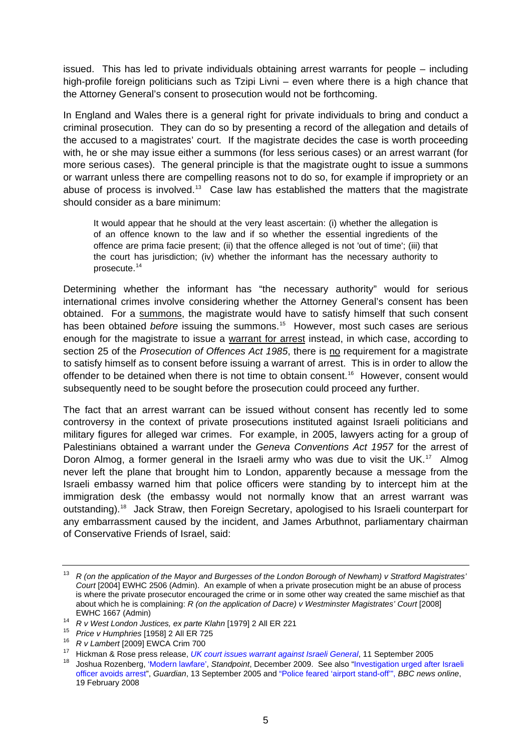issued. This has led to private individuals obtaining arrest warrants for people – including high-profile foreign politicians such as Tzipi Livni – even where there is a high chance that the Attorney General's consent to prosecution would not be forthcoming.

In England and Wales there is a general right for private individuals to bring and conduct a criminal prosecution. They can do so by presenting a record of the allegation and details of the accused to a magistrates' court. If the magistrate decides the case is worth proceeding with, he or she may issue either a summons (for less serious cases) or an arrest warrant (for more serious cases). The general principle is that the magistrate ought to issue a summons or warrant unless there are compelling reasons not to do so, for example if impropriety or an abuse of process is involved.[13] Case law has established the matters that the magistrate should consider as a bare minimum:

> It would appear that he should at the very least ascertain: (i) whether the allegation is of an offence known to the law and if so whether the essential ingredients of the offence are prima facie present; (ii) that the offence alleged is not 'out of time'; (iii) that the court has jurisdiction; (iv) whether the informant has the necessary authority to prosecute.[14]

Determining whether the informant has "the necessary authority" would for serious international crimes involve considering whether the Attorney General's consent has been obtained. For a <u>summons</u>, the magistrate would have to satisfy himself that such consent has been obtained *before* issuing the summons.[15] However, most such cases are serious enough for the magistrate to issue a <u>warrant for arrest</u> instead, in which case, according to section 25 of the *Prosecution of Offences Act 1985*, there is <u>no</u> requirement for a magistrate to satisfy himself as to consent before issuing a warrant of arrest. This is in order to allow the offender to be detained when there is not time to obtain consent.[16] However, consent would subsequently need to be sought before the prosecution could proceed any further.

The fact that an arrest warrant can be issued without consent has recently led to some controversy in the context of private prosecutions instituted against Israeli politicians and military figures for alleged war crimes. For example, in 2005, lawyers acting for a group of Palestinians obtained a warrant under the *Geneva Conventions Act 1957* for the arrest of Doron Almog, a former general in the Israeli army who was due to visit the UK.[17] Almog never left the plane that brought him to London, apparently because a message from the Israeli embassy warned him that police officers were standing by to intercept him at the immigration desk (the embassy would not normally know that an arrest warrant was outstanding).[18] Jack Straw, then Foreign Secretary, apologised to his Israeli counterpart for any embarrassment caused by the incident, and James Arbuthnot, parliamentary chairman of Conservative Friends of Israel, said:

---

[13] *R (on the application of the Mayor and Burgesses of the London Borough of Newham) v Stratford Magistrates' Court* [2004] EWHC 2506 (Admin). An example of when a private prosecution might be an abuse of process is where the private prosecutor encouraged the crime or in some other way created the same mischief as that about which he is complaining: *R (on the application of Dacre) v Westminster Magistrates' Court* [2008] EWHC 1667 (Admin)

[14] *R v West London Justices, ex parte Klahn* [1979] 2 All ER 221

[15] *Price v Humphries* [1958] 2 All ER 725

[16] *R v Lambert* [2009] EWCA Crim 700

[17] Hickman & Rose press release, *UK court issues warrant against Israeli General*, 11 September 2005

[18] Joshua Rozenberg, 'Modern lawfare', *Standpoint*, December 2009. See also "Investigation urged after Israeli officer avoids arrest", *Guardian*, 13 September 2005 and "Police feared 'airport stand-off'", *BBC news online*, 19 February 2008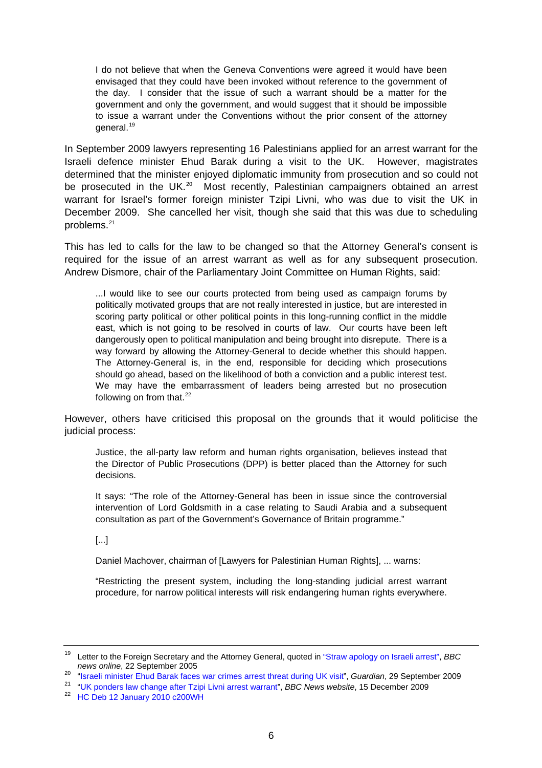> I do not believe that when the Geneva Conventions were agreed it would have been envisaged that they could have been invoked without reference to the government of the day. I consider that the issue of such a warrant should be a matter for the government and only the government, and would suggest that it should be impossible to issue a warrant under the Conventions without the prior consent of the attorney general.[19]

In September 2009 lawyers representing 16 Palestinians applied for an arrest warrant for the Israeli defence minister Ehud Barak during a visit to the UK. However, magistrates determined that the minister enjoyed diplomatic immunity from prosecution and so could not be prosecuted in the UK.[20] Most recently, Palestinian campaigners obtained an arrest warrant for Israel's former foreign minister Tzipi Livni, who was due to visit the UK in December 2009. She cancelled her visit, though she said that this was due to scheduling problems.[21]

This has led to calls for the law to be changed so that the Attorney General's consent is required for the issue of an arrest warrant as well as for any subsequent prosecution. Andrew Dismore, chair of the Parliamentary Joint Committee on Human Rights, said:

> ...I would like to see our courts protected from being used as campaign forums by politically motivated groups that are not really interested in justice, but are interested in scoring party political or other political points in this long-running conflict in the middle east, which is not going to be resolved in courts of law. Our courts have been left dangerously open to political manipulation and being brought into disrepute. There is a way forward by allowing the Attorney-General to decide whether this should happen. The Attorney-General is, in the end, responsible for deciding which prosecutions should go ahead, based on the likelihood of both a conviction and a public interest test. We may have the embarrassment of leaders being arrested but no prosecution following on from that.[22]

However, others have criticised this proposal on the grounds that it would politicise the judicial process:

> Justice, the all-party law reform and human rights organisation, believes instead that the Director of Public Prosecutions (DPP) is better placed than the Attorney for such decisions.
>
> It says: "The role of the Attorney-General has been in issue since the controversial intervention of Lord Goldsmith in a case relating to Saudi Arabia and a subsequent consultation as part of the Government's Governance of Britain programme."
>
> [...]
>
> Daniel Machover, chairman of [Lawyers for Palestinian Human Rights], ... warns:
>
> "Restricting the present system, including the long-standing judicial arrest warrant procedure, for narrow political interests will risk endangering human rights everywhere.

---

[19] Letter to the Foreign Secretary and the Attorney General, quoted in "Straw apology on Israeli arrest", *BBC news online*, 22 September 2005

[20] "Israeli minister Ehud Barak faces war crimes arrest threat during UK visit", *Guardian*, 29 September 2009

[21] "UK ponders law change after Tzipi Livni arrest warrant", *BBC News website*, 15 December 2009

[22] HC Deb 12 January 2010 c200WH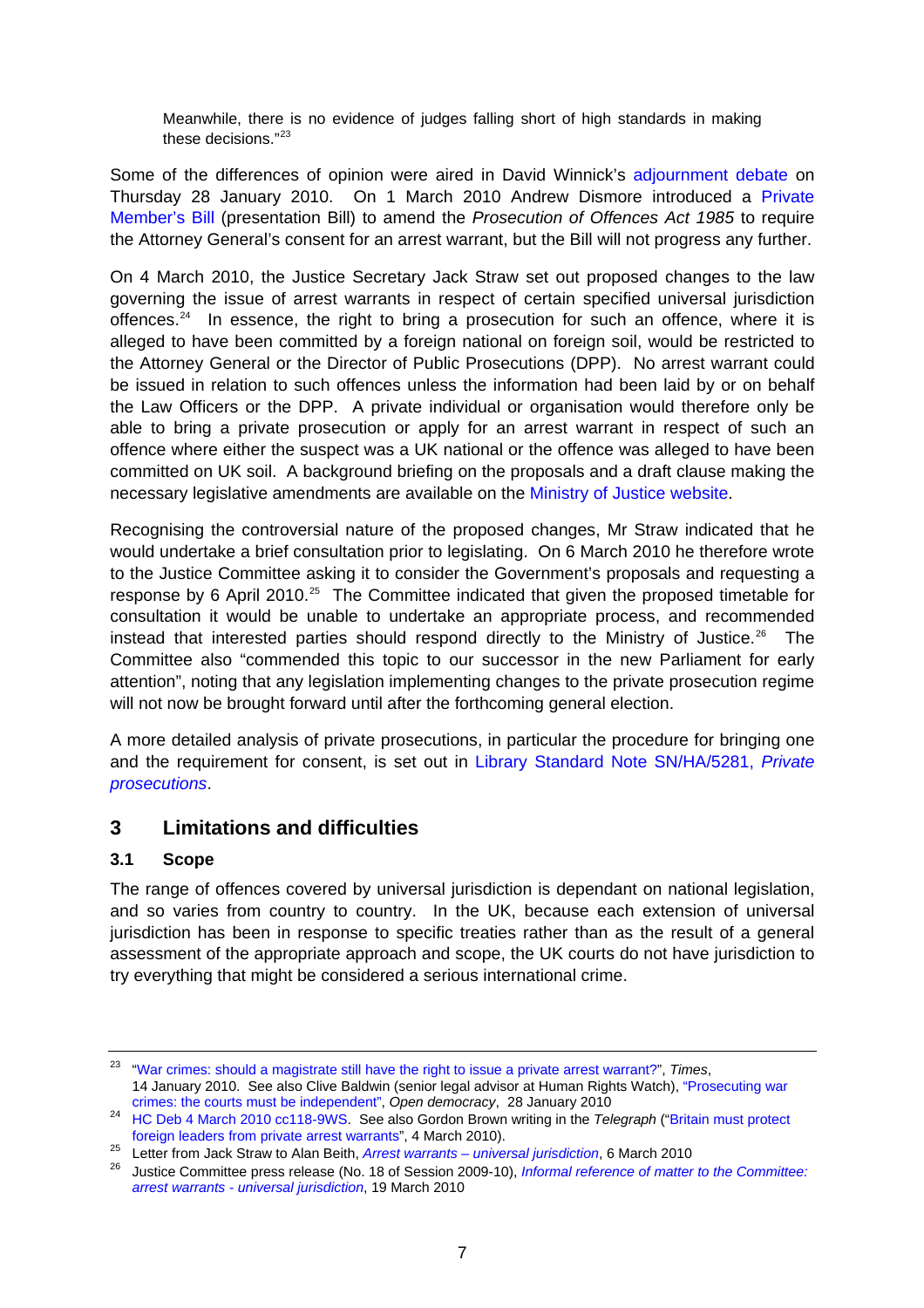Meanwhile, there is no evidence of judges falling short of high standards in making these decisions."[23]

Some of the differences of opinion were aired in David Winnick's adjournment debate on Thursday 28 January 2010. On 1 March 2010 Andrew Dismore introduced a Private Member's Bill (presentation Bill) to amend the *Prosecution of Offences Act 1985* to require the Attorney General's consent for an arrest warrant, but the Bill will not progress any further.

On 4 March 2010, the Justice Secretary Jack Straw set out proposed changes to the law governing the issue of arrest warrants in respect of certain specified universal jurisdiction offences.[24] In essence, the right to bring a prosecution for such an offence, where it is alleged to have been committed by a foreign national on foreign soil, would be restricted to the Attorney General or the Director of Public Prosecutions (DPP). No arrest warrant could be issued in relation to such offences unless the information had been laid by or on behalf the Law Officers or the DPP. A private individual or organisation would therefore only be able to bring a private prosecution or apply for an arrest warrant in respect of such an offence where either the suspect was a UK national or the offence was alleged to have been committed on UK soil. A background briefing on the proposals and a draft clause making the necessary legislative amendments are available on the Ministry of Justice website.

Recognising the controversial nature of the proposed changes, Mr Straw indicated that he would undertake a brief consultation prior to legislating. On 6 March 2010 he therefore wrote to the Justice Committee asking it to consider the Government's proposals and requesting a response by 6 April 2010.[25] The Committee indicated that given the proposed timetable for consultation it would be unable to undertake an appropriate process, and recommended instead that interested parties should respond directly to the Ministry of Justice.[26] The Committee also "commended this topic to our successor in the new Parliament for early attention", noting that any legislation implementing changes to the private prosecution regime will not now be brought forward until after the forthcoming general election.

A more detailed analysis of private prosecutions, in particular the procedure for bringing one and the requirement for consent, is set out in Library Standard Note SN/HA/5281, *Private prosecutions*.

## 3 Limitations and difficulties

### 3.1 Scope

The range of offences covered by universal jurisdiction is dependant on national legislation, and so varies from country to country. In the UK, because each extension of universal jurisdiction has been in response to specific treaties rather than as the result of a general assessment of the appropriate approach and scope, the UK courts do not have jurisdiction to try everything that might be considered a serious international crime.

---

[23] "War crimes: should a magistrate still have the right to issue a private arrest warrant?", *Times*, 14 January 2010. See also Clive Baldwin (senior legal advisor at Human Rights Watch), "Prosecuting war crimes: the courts must be independent", *Open democracy*, 28 January 2010

[24] HC Deb 4 March 2010 cc118-9WS. See also Gordon Brown writing in the *Telegraph* ("Britain must protect foreign leaders from private arrest warrants", 4 March 2010).

[25] Letter from Jack Straw to Alan Beith, *Arrest warrants – universal jurisdiction*, 6 March 2010

[26] Justice Committee press release (No. 18 of Session 2009-10), *Informal reference of matter to the Committee: arrest warrants - universal jurisdiction*, 19 March 2010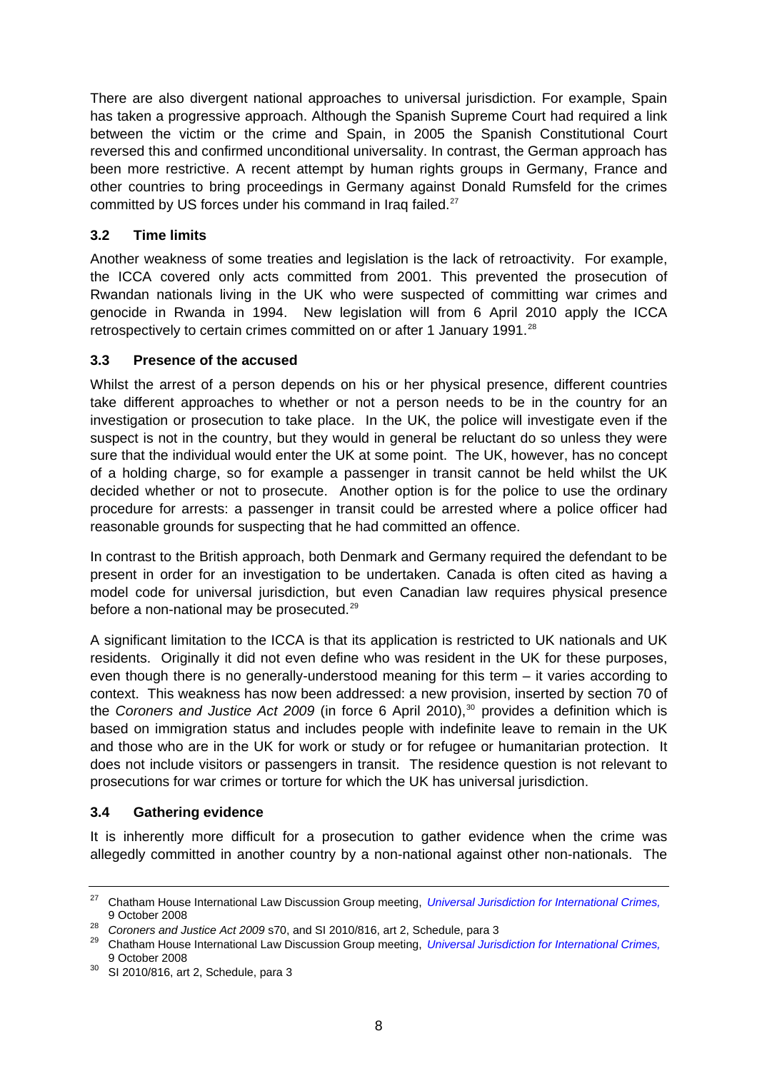There are also divergent national approaches to universal jurisdiction. For example, Spain has taken a progressive approach. Although the Spanish Supreme Court had required a link between the victim or the crime and Spain, in 2005 the Spanish Constitutional Court reversed this and confirmed unconditional universality. In contrast, the German approach has been more restrictive. A recent attempt by human rights groups in Germany, France and other countries to bring proceedings in Germany against Donald Rumsfeld for the crimes committed by US forces under his command in Iraq failed.[27]

### 3.2 Time limits

Another weakness of some treaties and legislation is the lack of retroactivity. For example, the ICCA covered only acts committed from 2001. This prevented the prosecution of Rwandan nationals living in the UK who were suspected of committing war crimes and genocide in Rwanda in 1994. New legislation will from 6 April 2010 apply the ICCA retrospectively to certain crimes committed on or after 1 January 1991.[28]

### 3.3 Presence of the accused

Whilst the arrest of a person depends on his or her physical presence, different countries take different approaches to whether or not a person needs to be in the country for an investigation or prosecution to take place. In the UK, the police will investigate even if the suspect is not in the country, but they would in general be reluctant do so unless they were sure that the individual would enter the UK at some point. The UK, however, has no concept of a holding charge, so for example a passenger in transit cannot be held whilst the UK decided whether or not to prosecute. Another option is for the police to use the ordinary procedure for arrests: a passenger in transit could be arrested where a police officer had reasonable grounds for suspecting that he had committed an offence.

In contrast to the British approach, both Denmark and Germany required the defendant to be present in order for an investigation to be undertaken. Canada is often cited as having a model code for universal jurisdiction, but even Canadian law requires physical presence before a non-national may be prosecuted.[29]

A significant limitation to the ICCA is that its application is restricted to UK nationals and UK residents. Originally it did not even define who was resident in the UK for these purposes, even though there is no generally-understood meaning for this term – it varies according to context. This weakness has now been addressed: a new provision, inserted by section 70 of the *Coroners and Justice Act 2009* (in force 6 April 2010),[30] provides a definition which is based on immigration status and includes people with indefinite leave to remain in the UK and those who are in the UK for work or study or for refugee or humanitarian protection. It does not include visitors or passengers in transit. The residence question is not relevant to prosecutions for war crimes or torture for which the UK has universal jurisdiction.

### 3.4 Gathering evidence

It is inherently more difficult for a prosecution to gather evidence when the crime was allegedly committed in another country by a non-national against other non-nationals. The

---

[27] Chatham House International Law Discussion Group meeting, *Universal Jurisdiction for International Crimes,* 9 October 2008

[28] *Coroners and Justice Act 2009* s70, and SI 2010/816, art 2, Schedule, para 3

[29] Chatham House International Law Discussion Group meeting, *Universal Jurisdiction for International Crimes,* 9 October 2008

[30] SI 2010/816, art 2, Schedule, para 3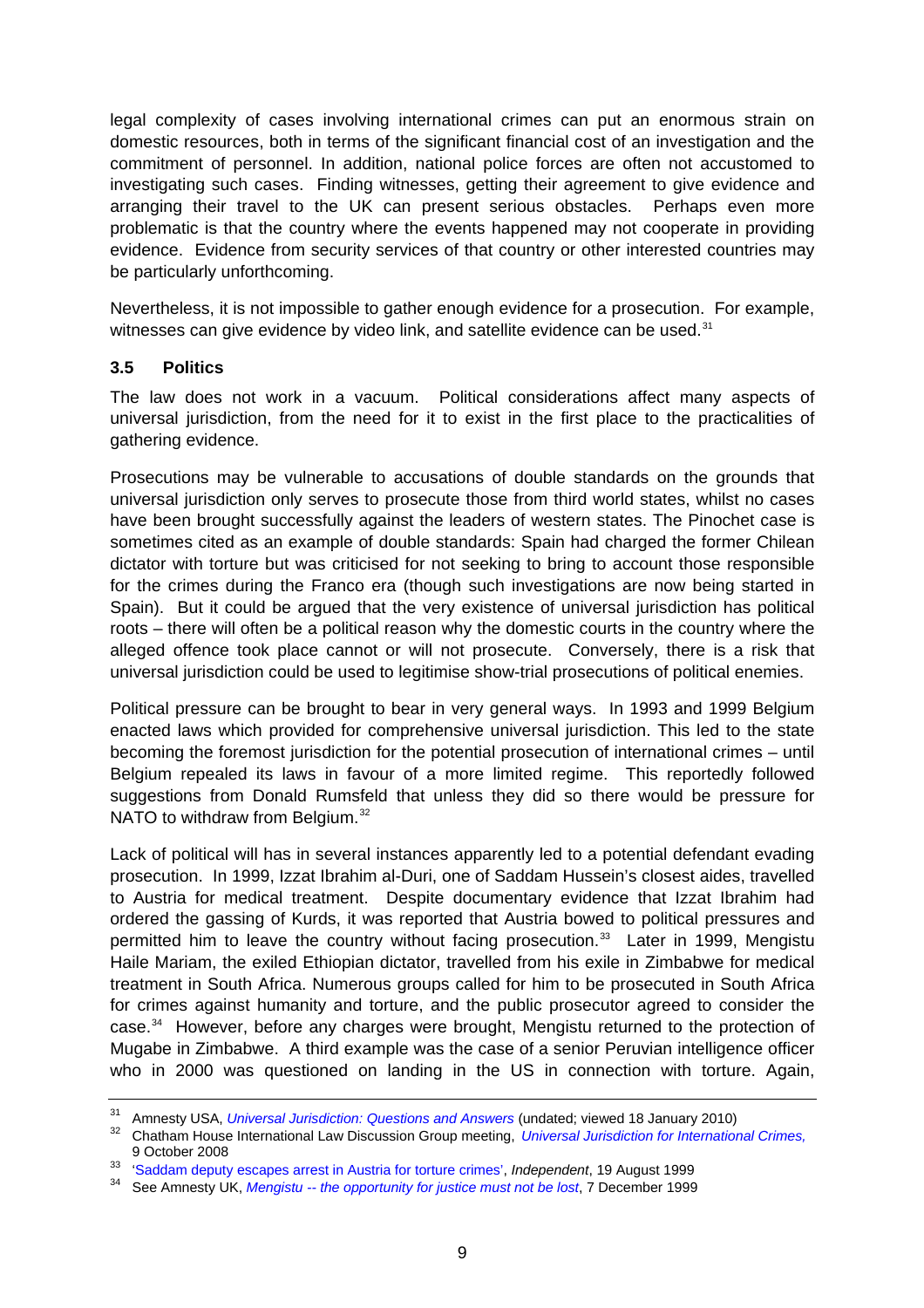legal complexity of cases involving international crimes can put an enormous strain on domestic resources, both in terms of the significant financial cost of an investigation and the commitment of personnel. In addition, national police forces are often not accustomed to investigating such cases. Finding witnesses, getting their agreement to give evidence and arranging their travel to the UK can present serious obstacles. Perhaps even more problematic is that the country where the events happened may not cooperate in providing evidence. Evidence from security services of that country or other interested countries may be particularly unforthcoming.

Nevertheless, it is not impossible to gather enough evidence for a prosecution. For example, witnesses can give evidence by video link, and satellite evidence can be used.[31]

### 3.5 Politics

The law does not work in a vacuum. Political considerations affect many aspects of universal jurisdiction, from the need for it to exist in the first place to the practicalities of gathering evidence.

Prosecutions may be vulnerable to accusations of double standards on the grounds that universal jurisdiction only serves to prosecute those from third world states, whilst no cases have been brought successfully against the leaders of western states. The Pinochet case is sometimes cited as an example of double standards: Spain had charged the former Chilean dictator with torture but was criticised for not seeking to bring to account those responsible for the crimes during the Franco era (though such investigations are now being started in Spain). But it could be argued that the very existence of universal jurisdiction has political roots – there will often be a political reason why the domestic courts in the country where the alleged offence took place cannot or will not prosecute. Conversely, there is a risk that universal jurisdiction could be used to legitimise show-trial prosecutions of political enemies.

Political pressure can be brought to bear in very general ways. In 1993 and 1999 Belgium enacted laws which provided for comprehensive universal jurisdiction. This led to the state becoming the foremost jurisdiction for the potential prosecution of international crimes – until Belgium repealed its laws in favour of a more limited regime. This reportedly followed suggestions from Donald Rumsfeld that unless they did so there would be pressure for NATO to withdraw from Belgium.[32]

Lack of political will has in several instances apparently led to a potential defendant evading prosecution. In 1999, Izzat Ibrahim al-Duri, one of Saddam Hussein's closest aides, travelled to Austria for medical treatment. Despite documentary evidence that Izzat Ibrahim had ordered the gassing of Kurds, it was reported that Austria bowed to political pressures and permitted him to leave the country without facing prosecution.[33] Later in 1999, Mengistu Haile Mariam, the exiled Ethiopian dictator, travelled from his exile in Zimbabwe for medical treatment in South Africa. Numerous groups called for him to be prosecuted in South Africa for crimes against humanity and torture, and the public prosecutor agreed to consider the case.[34] However, before any charges were brought, Mengistu returned to the protection of Mugabe in Zimbabwe. A third example was the case of a senior Peruvian intelligence officer who in 2000 was questioned on landing in the US in connection with torture. Again,

---

[31] Amnesty USA, *Universal Jurisdiction: Questions and Answers* (undated; viewed 18 January 2010)

[32] Chatham House International Law Discussion Group meeting, *Universal Jurisdiction for International Crimes,* 9 October 2008

[33] 'Saddam deputy escapes arrest in Austria for torture crimes', *Independent*, 19 August 1999

[34] See Amnesty UK, *Mengistu -- the opportunity for justice must not be lost*, 7 December 1999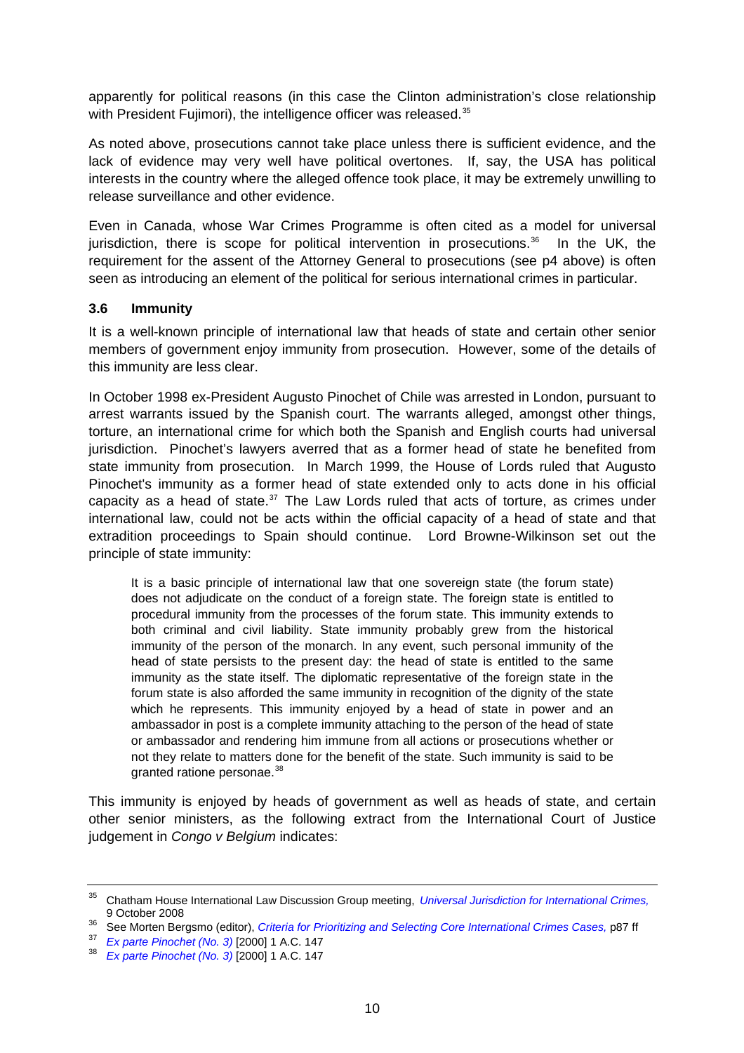apparently for political reasons (in this case the Clinton administration's close relationship with President Fujimori), the intelligence officer was released.[35]

As noted above, prosecutions cannot take place unless there is sufficient evidence, and the lack of evidence may very well have political overtones. If, say, the USA has political interests in the country where the alleged offence took place, it may be extremely unwilling to release surveillance and other evidence.

Even in Canada, whose War Crimes Programme is often cited as a model for universal jurisdiction, there is scope for political intervention in prosecutions.[36] In the UK, the requirement for the assent of the Attorney General to prosecutions (see p4 above) is often seen as introducing an element of the political for serious international crimes in particular.

### 3.6 Immunity

It is a well-known principle of international law that heads of state and certain other senior members of government enjoy immunity from prosecution. However, some of the details of this immunity are less clear.

In October 1998 ex-President Augusto Pinochet of Chile was arrested in London, pursuant to arrest warrants issued by the Spanish court. The warrants alleged, amongst other things, torture, an international crime for which both the Spanish and English courts had universal jurisdiction. Pinochet's lawyers averred that as a former head of state he benefited from state immunity from prosecution. In March 1999, the House of Lords ruled that Augusto Pinochet's immunity as a former head of state extended only to acts done in his official capacity as a head of state.[37] The Law Lords ruled that acts of torture, as crimes under international law, could not be acts within the official capacity of a head of state and that extradition proceedings to Spain should continue. Lord Browne-Wilkinson set out the principle of state immunity:

> It is a basic principle of international law that one sovereign state (the forum state) does not adjudicate on the conduct of a foreign state. The foreign state is entitled to procedural immunity from the processes of the forum state. This immunity extends to both criminal and civil liability. State immunity probably grew from the historical immunity of the person of the monarch. In any event, such personal immunity of the head of state persists to the present day: the head of state is entitled to the same immunity as the state itself. The diplomatic representative of the foreign state in the forum state is also afforded the same immunity in recognition of the dignity of the state which he represents. This immunity enjoyed by a head of state in power and an ambassador in post is a complete immunity attaching to the person of the head of state or ambassador and rendering him immune from all actions or prosecutions whether or not they relate to matters done for the benefit of the state. Such immunity is said to be granted ratione personae.[38]

This immunity is enjoyed by heads of government as well as heads of state, and certain other senior ministers, as the following extract from the International Court of Justice judgement in *Congo v Belgium* indicates:

---

[35] Chatham House International Law Discussion Group meeting, *Universal Jurisdiction for International Crimes,* 9 October 2008

[36] See Morten Bergsmo (editor), *Criteria for Prioritizing and Selecting Core International Crimes Cases,* p87 ff

[37] *Ex parte Pinochet (No. 3)* [2000] 1 A.C. 147

[38] *Ex parte Pinochet (No. 3)* [2000] 1 A.C. 147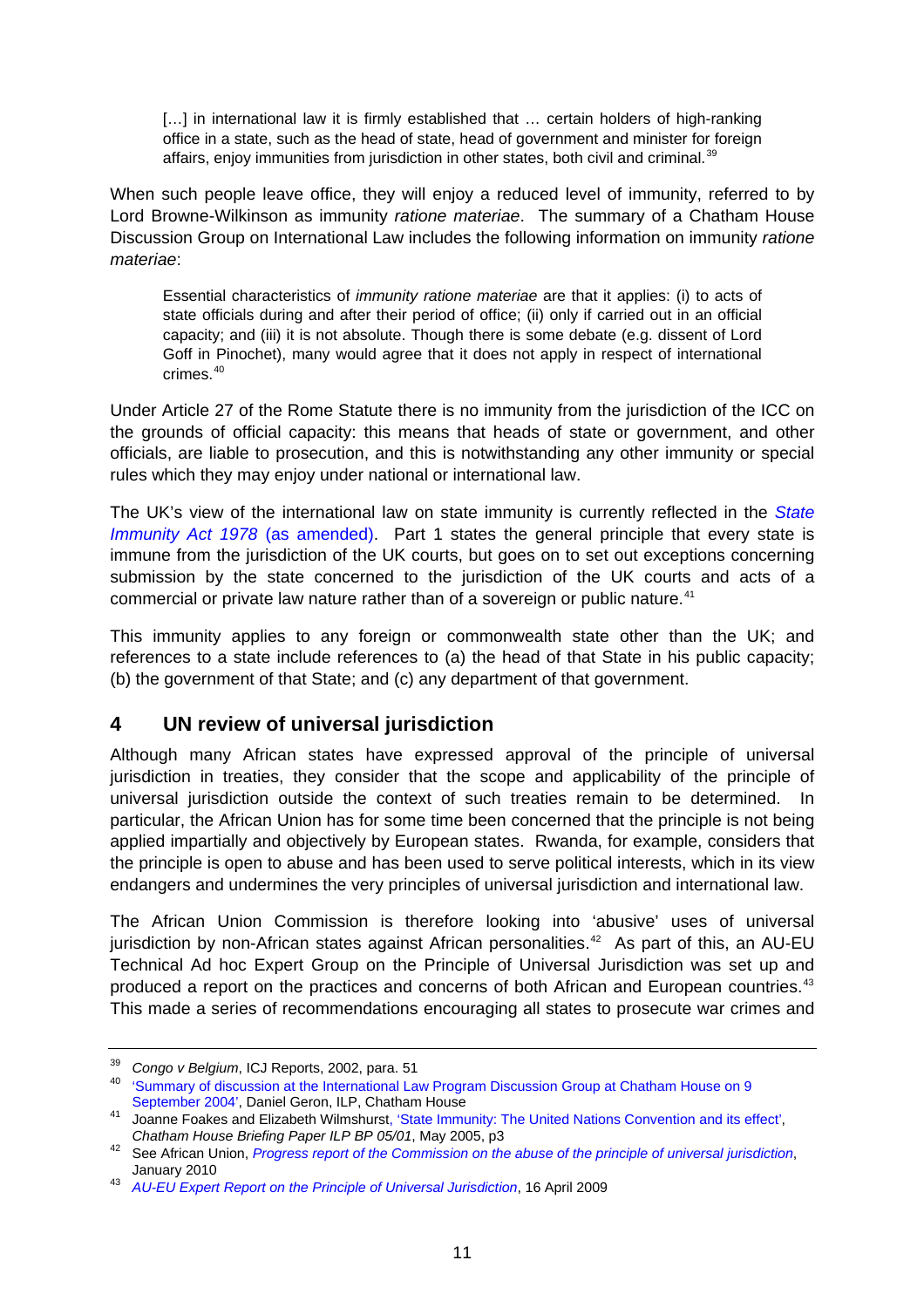> […] in international law it is firmly established that … certain holders of high-ranking office in a state, such as the head of state, head of government and minister for foreign affairs, enjoy immunities from jurisdiction in other states, both civil and criminal.[39]

When such people leave office, they will enjoy a reduced level of immunity, referred to by Lord Browne-Wilkinson as immunity *ratione materiae*. The summary of a Chatham House Discussion Group on International Law includes the following information on immunity *ratione materiae*:

> Essential characteristics of *immunity ratione materiae* are that it applies: (i) to acts of state officials during and after their period of office; (ii) only if carried out in an official capacity; and (iii) it is not absolute. Though there is some debate (e.g. dissent of Lord Goff in Pinochet), many would agree that it does not apply in respect of international crimes.[40]

Under Article 27 of the Rome Statute there is no immunity from the jurisdiction of the ICC on the grounds of official capacity: this means that heads of state or government, and other officials, are liable to prosecution, and this is notwithstanding any other immunity or special rules which they may enjoy under national or international law.

The UK's view of the international law on state immunity is currently reflected in the *State Immunity Act 1978* (as amended). Part 1 states the general principle that every state is immune from the jurisdiction of the UK courts, but goes on to set out exceptions concerning submission by the state concerned to the jurisdiction of the UK courts and acts of a commercial or private law nature rather than of a sovereign or public nature.[41]

This immunity applies to any foreign or commonwealth state other than the UK; and references to a state include references to (a) the head of that State in his public capacity; (b) the government of that State; and (c) any department of that government.

## 4 UN review of universal jurisdiction

Although many African states have expressed approval of the principle of universal jurisdiction in treaties, they consider that the scope and applicability of the principle of universal jurisdiction outside the context of such treaties remain to be determined. In particular, the African Union has for some time been concerned that the principle is not being applied impartially and objectively by European states. Rwanda, for example, considers that the principle is open to abuse and has been used to serve political interests, which in its view endangers and undermines the very principles of universal jurisdiction and international law.

The African Union Commission is therefore looking into 'abusive' uses of universal jurisdiction by non-African states against African personalities.[42] As part of this, an AU-EU Technical Ad hoc Expert Group on the Principle of Universal Jurisdiction was set up and produced a report on the practices and concerns of both African and European countries.[43] This made a series of recommendations encouraging all states to prosecute war crimes and

---

[39] *Congo v Belgium*, ICJ Reports, 2002, para. 51

[40] 'Summary of discussion at the International Law Program Discussion Group at Chatham House on 9 September 2004', Daniel Geron, ILP, Chatham House

[41] Joanne Foakes and Elizabeth Wilmshurst, 'State Immunity: The United Nations Convention and its effect', *Chatham House Briefing Paper ILP BP 05/01*, May 2005, p3

[42] See African Union, *Progress report of the Commission on the abuse of the principle of universal jurisdiction*, January 2010

[43] *AU-EU Expert Report on the Principle of Universal Jurisdiction*, 16 April 2009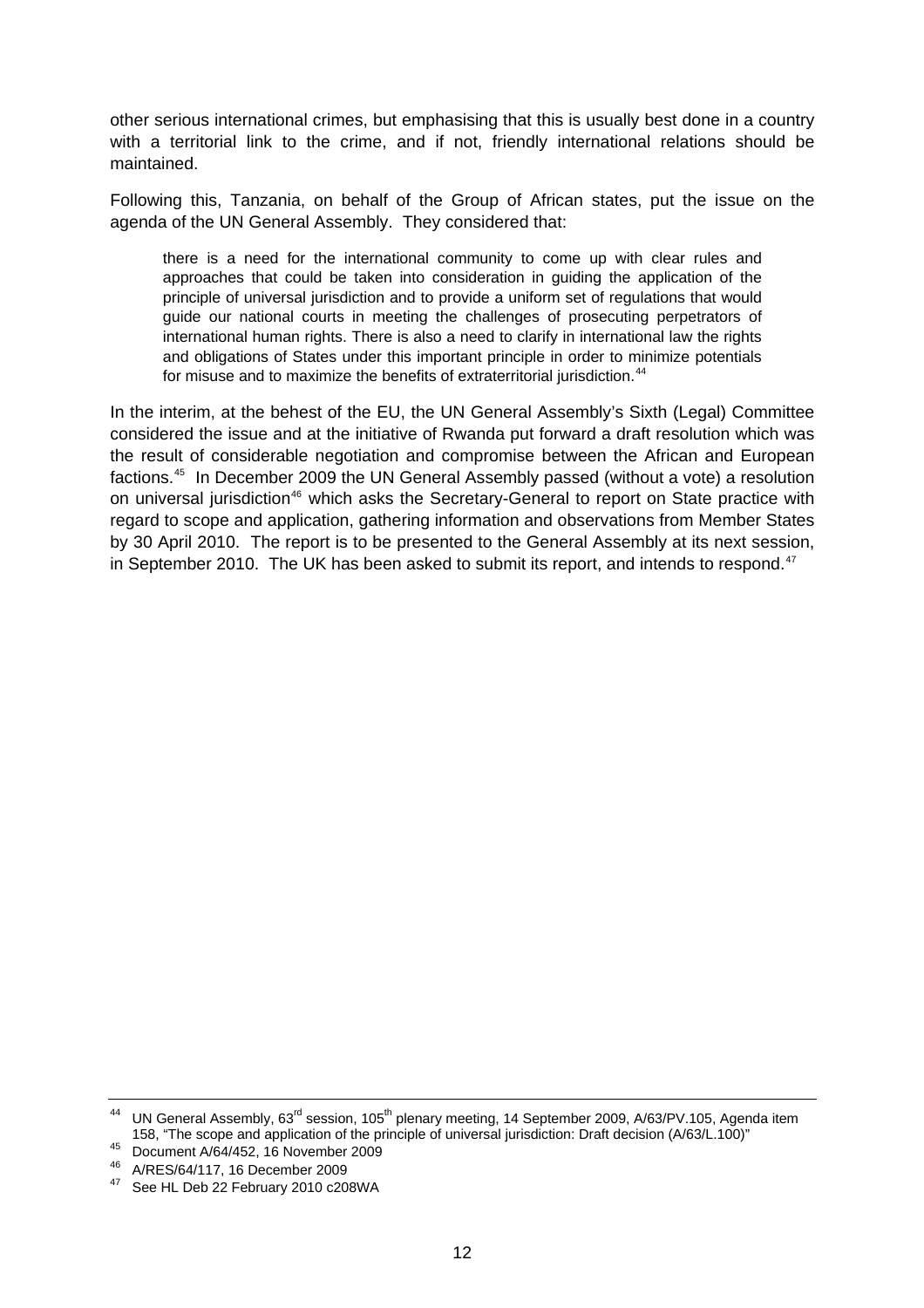other serious international crimes, but emphasising that this is usually best done in a country with a territorial link to the crime, and if not, friendly international relations should be maintained.

Following this, Tanzania, on behalf of the Group of African states, put the issue on the agenda of the UN General Assembly. They considered that:

> there is a need for the international community to come up with clear rules and approaches that could be taken into consideration in guiding the application of the principle of universal jurisdiction and to provide a uniform set of regulations that would guide our national courts in meeting the challenges of prosecuting perpetrators of international human rights. There is also a need to clarify in international law the rights and obligations of States under this important principle in order to minimize potentials for misuse and to maximize the benefits of extraterritorial jurisdiction.[44]

In the interim, at the behest of the EU, the UN General Assembly's Sixth (Legal) Committee considered the issue and at the initiative of Rwanda put forward a draft resolution which was the result of considerable negotiation and compromise between the African and European factions.[45] In December 2009 the UN General Assembly passed (without a vote) a resolution on universal jurisdiction[46] which asks the Secretary-General to report on State practice with regard to scope and application, gathering information and observations from Member States by 30 April 2010. The report is to be presented to the General Assembly at its next session, in September 2010. The UK has been asked to submit its report, and intends to respond.[47]

---

[44] UN General Assembly, 63rd session, 105th plenary meeting, 14 September 2009, A/63/PV.105, Agenda item 158, "The scope and application of the principle of universal jurisdiction: Draft decision (A/63/L.100)"

[45] Document A/64/452, 16 November 2009

[46] A/RES/64/117, 16 December 2009

[47] See HL Deb 22 February 2010 c208WA